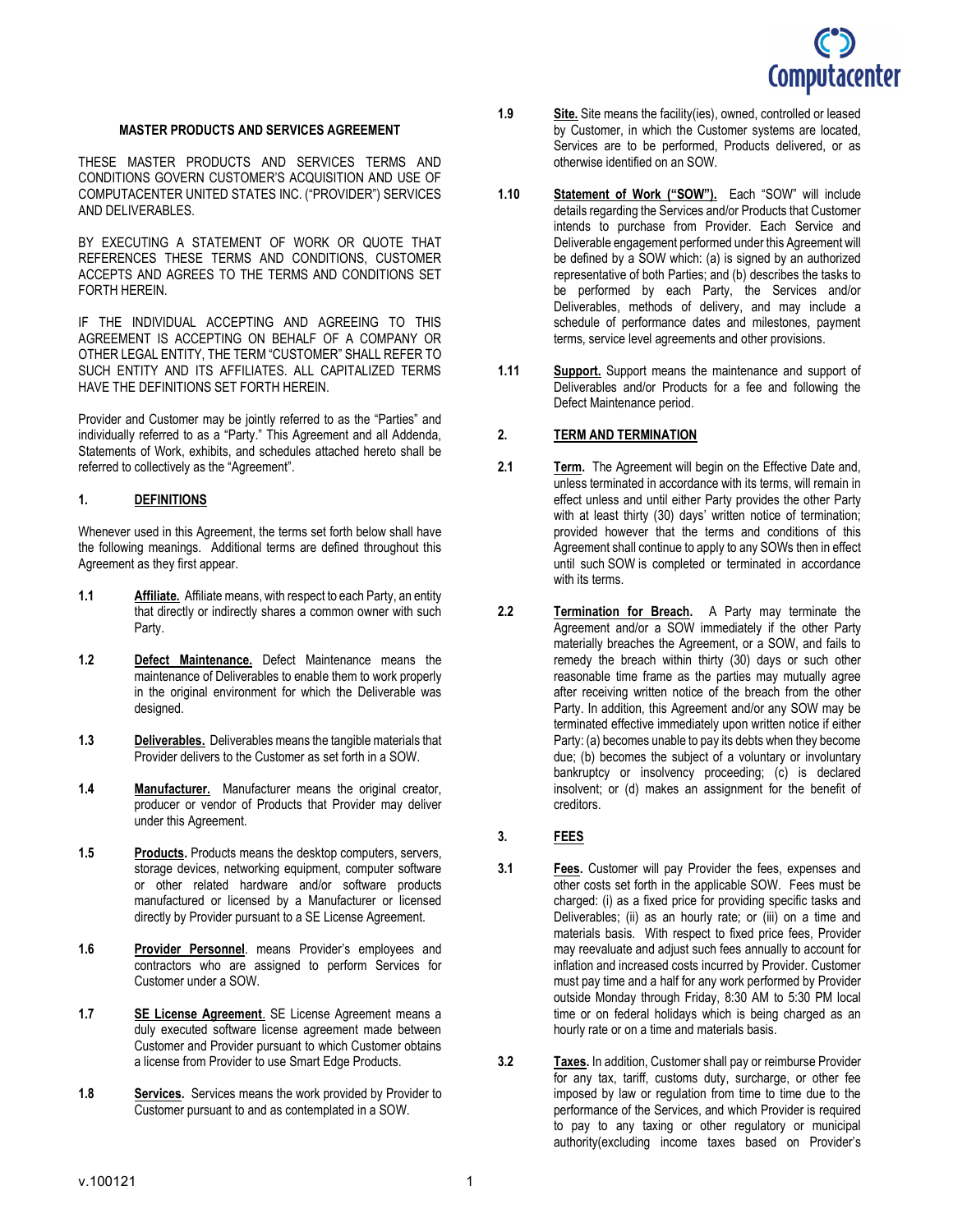## MASTER PRODUCTS AND SERVICES AGREEMENT

THESE MASTER PRODUCTS AND SERVICES TERMS AND CONDITIONS GOVERN CUSTOMER'S ACQUISITION AND USE OF COMPUTACENTER UNITED STATES INC. ("PROVIDER") SERVICES AND DELIVERABLES.

BY EXECUTING A STATEMENT OF WORK OR QUOTE THAT REFERENCES THESE TERMS AND CONDITIONS, CUSTOMER ACCEPTS AND AGREES TO THE TERMS AND CONDITIONS SET FORTH HEREIN.

IF THE INDIVIDUAL ACCEPTING AND AGREEING TO THIS AGREEMENT IS ACCEPTING ON BEHALF OF A COMPANY OR OTHER LEGAL ENTITY, THE TERM "CUSTOMER" SHALL REFER TO SUCH ENTITY AND ITS AFFILIATES. ALL CAPITALIZED TERMS HAVE THE DEFINITIONS SET FORTH HEREIN.

Provider and Customer may be jointly referred to as the "Parties" and individually referred to as a "Party." This Agreement and all Addenda, Statements of Work, exhibits, and schedules attached hereto shall be referred to collectively as the "Agreement".

### 1. DEFINITIONS

Whenever used in this Agreement, the terms set forth below shall have the following meanings. Additional terms are defined throughout this Agreement as they first appear.

**1.1** **Affiliate.** Affiliate means, with respect to each Party, an entity that directly or indirectly shares a common owner with such Party.

**1.2** **Defect Maintenance.** Defect Maintenance means the maintenance of Deliverables to enable them to work properly in the original environment for which the Deliverable was designed.

**1.3** **Deliverables.** Deliverables means the tangible materials that Provider delivers to the Customer as set forth in a SOW.

**1.4** **Manufacturer.** Manufacturer means the original creator, producer or vendor of Products that Provider may deliver under this Agreement.

**1.5** **Products.** Products means the desktop computers, servers, storage devices, networking equipment, computer software or other related hardware and/or software products manufactured or licensed by a Manufacturer or licensed directly by Provider pursuant to a SE License Agreement.

**1.6** **Provider Personnel**. means Provider's employees and contractors who are assigned to perform Services for Customer under a SOW.

**1.7** **SE License Agreement**. SE License Agreement means a duly executed software license agreement made between Customer and Provider pursuant to which Customer obtains a license from Provider to use Smart Edge Products.

**1.8** **Services.** Services means the work provided by Provider to Customer pursuant to and as contemplated in a SOW.

**1.9** **Site.** Site means the facility(ies), owned, controlled or leased by Customer, in which the Customer systems are located, Services are to be performed, Products delivered, or as otherwise identified on an SOW.

**1.10** **Statement of Work ("SOW").** Each "SOW" will include details regarding the Services and/or Products that Customer intends to purchase from Provider. Each Service and Deliverable engagement performed under this Agreement will be defined by a SOW which: (a) is signed by an authorized representative of both Parties; and (b) describes the tasks to be performed by each Party, the Services and/or Deliverables, methods of delivery, and may include a schedule of performance dates and milestones, payment terms, service level agreements and other provisions.

**1.11** **Support.** Support means the maintenance and support of Deliverables and/or Products for a fee and following the Defect Maintenance period.

### 2. TERM AND TERMINATION

**2.1** **Term.** The Agreement will begin on the Effective Date and, unless terminated in accordance with its terms, will remain in effect unless and until either Party provides the other Party with at least thirty (30) days' written notice of termination; provided however that the terms and conditions of this Agreement shall continue to apply to any SOWs then in effect until such SOW is completed or terminated in accordance with its terms.

**2.2** **Termination for Breach.** A Party may terminate the Agreement and/or a SOW immediately if the other Party materially breaches the Agreement, or a SOW, and fails to remedy the breach within thirty (30) days or such other reasonable time frame as the parties may mutually agree after receiving written notice of the breach from the other Party. In addition, this Agreement and/or any SOW may be terminated effective immediately upon written notice if either Party: (a) becomes unable to pay its debts when they become due; (b) becomes the subject of a voluntary or involuntary bankruptcy or insolvency proceeding; (c) is declared insolvent; or (d) makes an assignment for the benefit of creditors.

### 3. FEES

**3.1** **Fees.** Customer will pay Provider the fees, expenses and other costs set forth in the applicable SOW. Fees must be charged: (i) as a fixed price for providing specific tasks and Deliverables; (ii) as an hourly rate; or (iii) on a time and materials basis. With respect to fixed price fees, Provider may reevaluate and adjust such fees annually to account for inflation and increased costs incurred by Provider. Customer must pay time and a half for any work performed by Provider outside Monday through Friday, 8:30 AM to 5:30 PM local time or on federal holidays which is being charged as an hourly rate or on a time and materials basis.

**3.2** **Taxes.** In addition, Customer shall pay or reimburse Provider for any tax, tariff, customs duty, surcharge, or other fee imposed by law or regulation from time to time due to the performance of the Services, and which Provider is required to pay to any taxing or other regulatory or municipal authority(excluding income taxes based on Provider's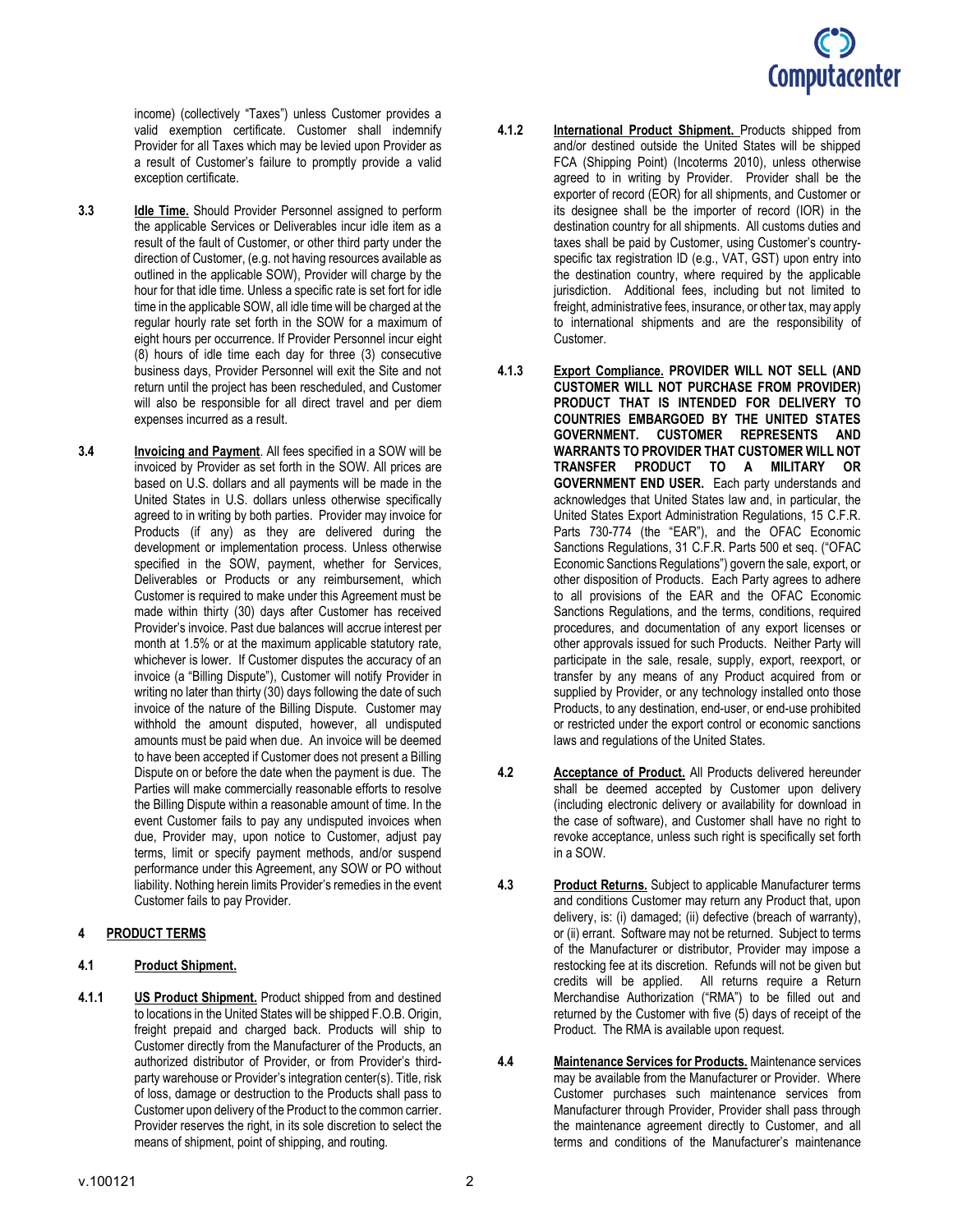income) (collectively "Taxes") unless Customer provides a valid exemption certificate. Customer shall indemnify Provider for all Taxes which may be levied upon Provider as a result of Customer's failure to promptly provide a valid exception certificate.

**3.3** **Idle Time.** Should Provider Personnel assigned to perform the applicable Services or Deliverables incur idle item as a result of the fault of Customer, or other third party under the direction of Customer, (e.g. not having resources available as outlined in the applicable SOW), Provider will charge by the hour for that idle time. Unless a specific rate is set fort for idle time in the applicable SOW, all idle time will be charged at the regular hourly rate set forth in the SOW for a maximum of eight hours per occurrence. If Provider Personnel incur eight (8) hours of idle time each day for three (3) consecutive business days, Provider Personnel will exit the Site and not return until the project has been rescheduled, and Customer will also be responsible for all direct travel and per diem expenses incurred as a result.

**3.4** **Invoicing and Payment**. All fees specified in a SOW will be invoiced by Provider as set forth in the SOW. All prices are based on U.S. dollars and all payments will be made in the United States in U.S. dollars unless otherwise specifically agreed to in writing by both parties. Provider may invoice for Products (if any) as they are delivered during the development or implementation process. Unless otherwise specified in the SOW, payment, whether for Services, Deliverables or Products or any reimbursement, which Customer is required to make under this Agreement must be made within thirty (30) days after Customer has received Provider's invoice. Past due balances will accrue interest per month at 1.5% or at the maximum applicable statutory rate, whichever is lower. If Customer disputes the accuracy of an invoice (a "Billing Dispute"), Customer will notify Provider in writing no later than thirty (30) days following the date of such invoice of the nature of the Billing Dispute. Customer may withhold the amount disputed, however, all undisputed amounts must be paid when due. An invoice will be deemed to have been accepted if Customer does not present a Billing Dispute on or before the date when the payment is due. The Parties will make commercially reasonable efforts to resolve the Billing Dispute within a reasonable amount of time. In the event Customer fails to pay any undisputed invoices when due, Provider may, upon notice to Customer, adjust pay terms, limit or specify payment methods, and/or suspend performance under this Agreement, any SOW or PO without liability. Nothing herein limits Provider's remedies in the event Customer fails to pay Provider.

## 4 PRODUCT TERMS

### 4.1 Product Shipment.

**4.1.1** **US Product Shipment.** Product shipped from and destined to locations in the United States will be shipped F.O.B. Origin, freight prepaid and charged back. Products will ship to Customer directly from the Manufacturer of the Products, an authorized distributor of Provider, or from Provider's third-party warehouse or Provider's integration center(s). Title, risk of loss, damage or destruction to the Products shall pass to Customer upon delivery of the Product to the common carrier. Provider reserves the right, in its sole discretion to select the means of shipment, point of shipping, and routing.

**4.1.2** **International Product Shipment.** Products shipped from and/or destined outside the United States will be shipped FCA (Shipping Point) (Incoterms 2010), unless otherwise agreed to in writing by Provider. Provider shall be the exporter of record (EOR) for all shipments, and Customer or its designee shall be the importer of record (IOR) in the destination country for all shipments. All customs duties and taxes shall be paid by Customer, using Customer's country-specific tax registration ID (e.g., VAT, GST) upon entry into the destination country, where required by the applicable jurisdiction. Additional fees, including but not limited to freight, administrative fees, insurance, or other tax, may apply to international shipments and are the responsibility of Customer.

**4.1.3** **Export Compliance.** **PROVIDER WILL NOT SELL (AND CUSTOMER WILL NOT PURCHASE FROM PROVIDER) PRODUCT THAT IS INTENDED FOR DELIVERY TO COUNTRIES EMBARGOED BY THE UNITED STATES GOVERNMENT. CUSTOMER REPRESENTS AND WARRANTS TO PROVIDER THAT CUSTOMER WILL NOT TRANSFER PRODUCT TO A MILITARY OR GOVERNMENT END USER.** Each party understands and acknowledges that United States law and, in particular, the United States Export Administration Regulations, 15 C.F.R. Parts 730-774 (the "EAR"), and the OFAC Economic Sanctions Regulations, 31 C.F.R. Parts 500 et seq. ("OFAC Economic Sanctions Regulations") govern the sale, export, or other disposition of Products. Each Party agrees to adhere to all provisions of the EAR and the OFAC Economic Sanctions Regulations, and the terms, conditions, required procedures, and documentation of any export licenses or other approvals issued for such Products. Neither Party will participate in the sale, resale, supply, export, reexport, or transfer by any means of any Product acquired from or supplied by Provider, or any technology installed onto those Products, to any destination, end-user, or end-use prohibited or restricted under the export control or economic sanctions laws and regulations of the United States.

**4.2** **Acceptance of Product.** All Products delivered hereunder shall be deemed accepted by Customer upon delivery (including electronic delivery or availability for download in the case of software), and Customer shall have no right to revoke acceptance, unless such right is specifically set forth in a SOW.

**4.3** **Product Returns.** Subject to applicable Manufacturer terms and conditions Customer may return any Product that, upon delivery, is: (i) damaged; (ii) defective (breach of warranty), or (ii) errant. Software may not be returned. Subject to terms of the Manufacturer or distributor, Provider may impose a restocking fee at its discretion. Refunds will not be given but credits will be applied. All returns require a Return Merchandise Authorization ("RMA") to be filled out and returned by the Customer with five (5) days of receipt of the Product. The RMA is available upon request.

**4.4** **Maintenance Services for Products.** Maintenance services may be available from the Manufacturer or Provider. Where Customer purchases such maintenance services from Manufacturer through Provider, Provider shall pass through the maintenance agreement directly to Customer, and all terms and conditions of the Manufacturer's maintenance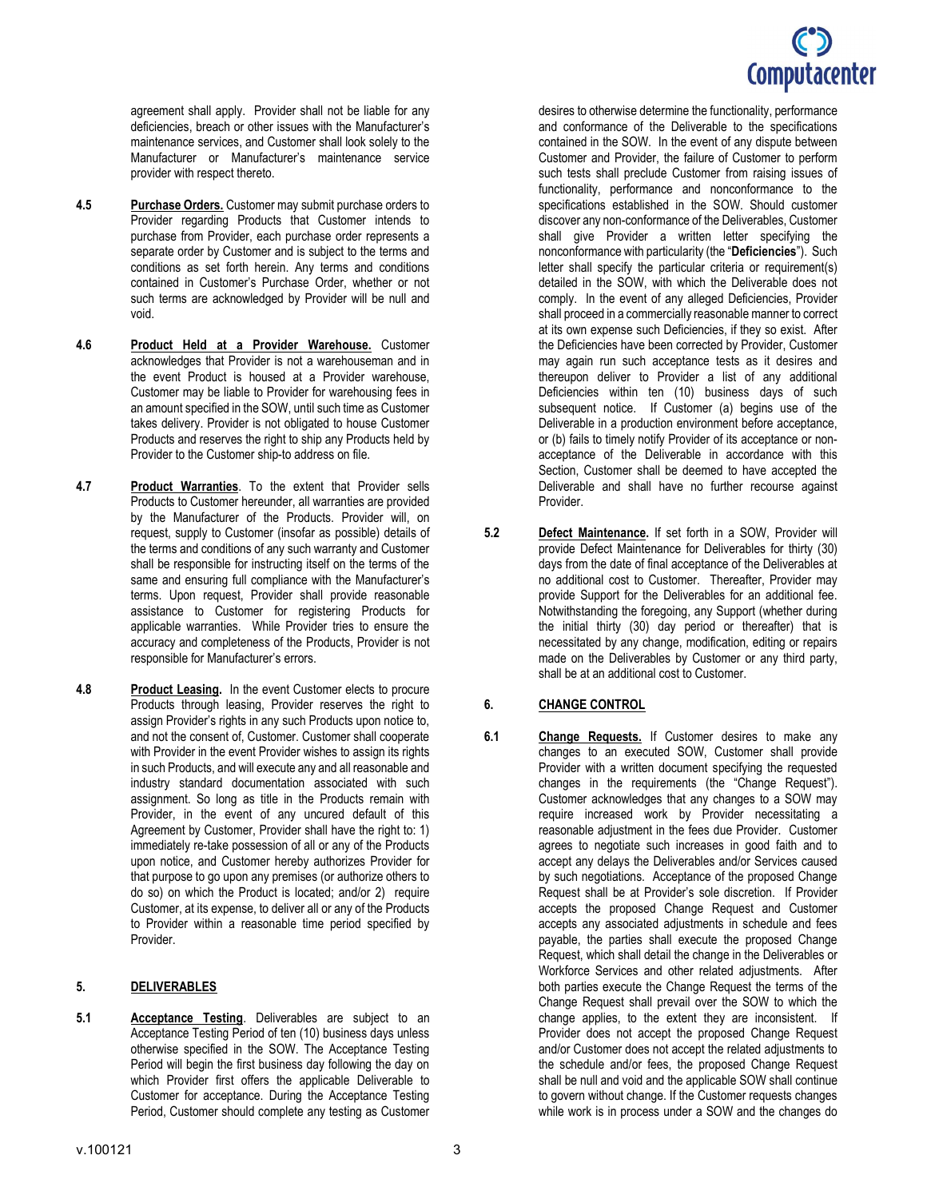agreement shall apply. Provider shall not be liable for any deficiencies, breach or other issues with the Manufacturer's maintenance services, and Customer shall look solely to the Manufacturer or Manufacturer's maintenance service provider with respect thereto.

**4.5** **Purchase Orders.** Customer may submit purchase orders to Provider regarding Products that Customer intends to purchase from Provider, each purchase order represents a separate order by Customer and is subject to the terms and conditions as set forth herein. Any terms and conditions contained in Customer's Purchase Order, whether or not such terms are acknowledged by Provider will be null and void.

**4.6** **Product Held at a Provider Warehouse.** Customer acknowledges that Provider is not a warehouseman and in the event Product is housed at a Provider warehouse, Customer may be liable to Provider for warehousing fees in an amount specified in the SOW, until such time as Customer takes delivery. Provider is not obligated to house Customer Products and reserves the right to ship any Products held by Provider to the Customer ship-to address on file.

**4.7** **Product Warranties**. To the extent that Provider sells Products to Customer hereunder, all warranties are provided by the Manufacturer of the Products. Provider will, on request, supply to Customer (insofar as possible) details of the terms and conditions of any such warranty and Customer shall be responsible for instructing itself on the terms of the same and ensuring full compliance with the Manufacturer's terms. Upon request, Provider shall provide reasonable assistance to Customer for registering Products for applicable warranties. While Provider tries to ensure the accuracy and completeness of the Products, Provider is not responsible for Manufacturer's errors.

**4.8** **Product Leasing.** In the event Customer elects to procure Products through leasing, Provider reserves the right to assign Provider's rights in any such Products upon notice to, and not the consent of, Customer. Customer shall cooperate with Provider in the event Provider wishes to assign its rights in such Products, and will execute any and all reasonable and industry standard documentation associated with such assignment. So long as title in the Products remain with Provider, in the event of any uncured default of this Agreement by Customer, Provider shall have the right to: 1) immediately re-take possession of all or any of the Products upon notice, and Customer hereby authorizes Provider for that purpose to go upon any premises (or authorize others to do so) on which the Product is located; and/or 2) require Customer, at its expense, to deliver all or any of the Products to Provider within a reasonable time period specified by Provider.

## 5. DELIVERABLES

**5.1** **Acceptance Testing**. Deliverables are subject to an Acceptance Testing Period of ten (10) business days unless otherwise specified in the SOW. The Acceptance Testing Period will begin the first business day following the day on which Provider first offers the applicable Deliverable to Customer for acceptance. During the Acceptance Testing Period, Customer should complete any testing as Customer desires to otherwise determine the functionality, performance and conformance of the Deliverable to the specifications contained in the SOW. In the event of any dispute between Customer and Provider, the failure of Customer to perform such tests shall preclude Customer from raising issues of functionality, performance and nonconformance to the specifications established in the SOW. Should customer discover any non-conformance of the Deliverables, Customer shall give Provider a written letter specifying the nonconformance with particularity (the "**Deficiencies**"). Such letter shall specify the particular criteria or requirement(s) detailed in the SOW, with which the Deliverable does not comply. In the event of any alleged Deficiencies, Provider shall proceed in a commercially reasonable manner to correct at its own expense such Deficiencies, if they so exist. After the Deficiencies have been corrected by Provider, Customer may again run such acceptance tests as it desires and thereupon deliver to Provider a list of any additional Deficiencies within ten (10) business days of such subsequent notice. If Customer (a) begins use of the Deliverable in a production environment before acceptance, or (b) fails to timely notify Provider of its acceptance or non-acceptance of the Deliverable in accordance with this Section, Customer shall be deemed to have accepted the Deliverable and shall have no further recourse against Provider.

**5.2** **Defect Maintenance.** If set forth in a SOW, Provider will provide Defect Maintenance for Deliverables for thirty (30) days from the date of final acceptance of the Deliverables at no additional cost to Customer. Thereafter, Provider may provide Support for the Deliverables for an additional fee. Notwithstanding the foregoing, any Support (whether during the initial thirty (30) day period or thereafter) that is necessitated by any change, modification, editing or repairs made on the Deliverables by Customer or any third party, shall be at an additional cost to Customer.

## 6. CHANGE CONTROL

**6.1** **Change Requests.** If Customer desires to make any changes to an executed SOW, Customer shall provide Provider with a written document specifying the requested changes in the requirements (the "Change Request"). Customer acknowledges that any changes to a SOW may require increased work by Provider necessitating a reasonable adjustment in the fees due Provider. Customer agrees to negotiate such increases in good faith and to accept any delays the Deliverables and/or Services caused by such negotiations. Acceptance of the proposed Change Request shall be at Provider's sole discretion. If Provider accepts the proposed Change Request and Customer accepts any associated adjustments in schedule and fees payable, the parties shall execute the proposed Change Request, which shall detail the change in the Deliverables or Workforce Services and other related adjustments. After both parties execute the Change Request the terms of the Change Request shall prevail over the SOW to which the change applies, to the extent they are inconsistent. If Provider does not accept the proposed Change Request and/or Customer does not accept the related adjustments to the schedule and/or fees, the proposed Change Request shall be null and void and the applicable SOW shall continue to govern without change. If the Customer requests changes while work is in process under a SOW and the changes do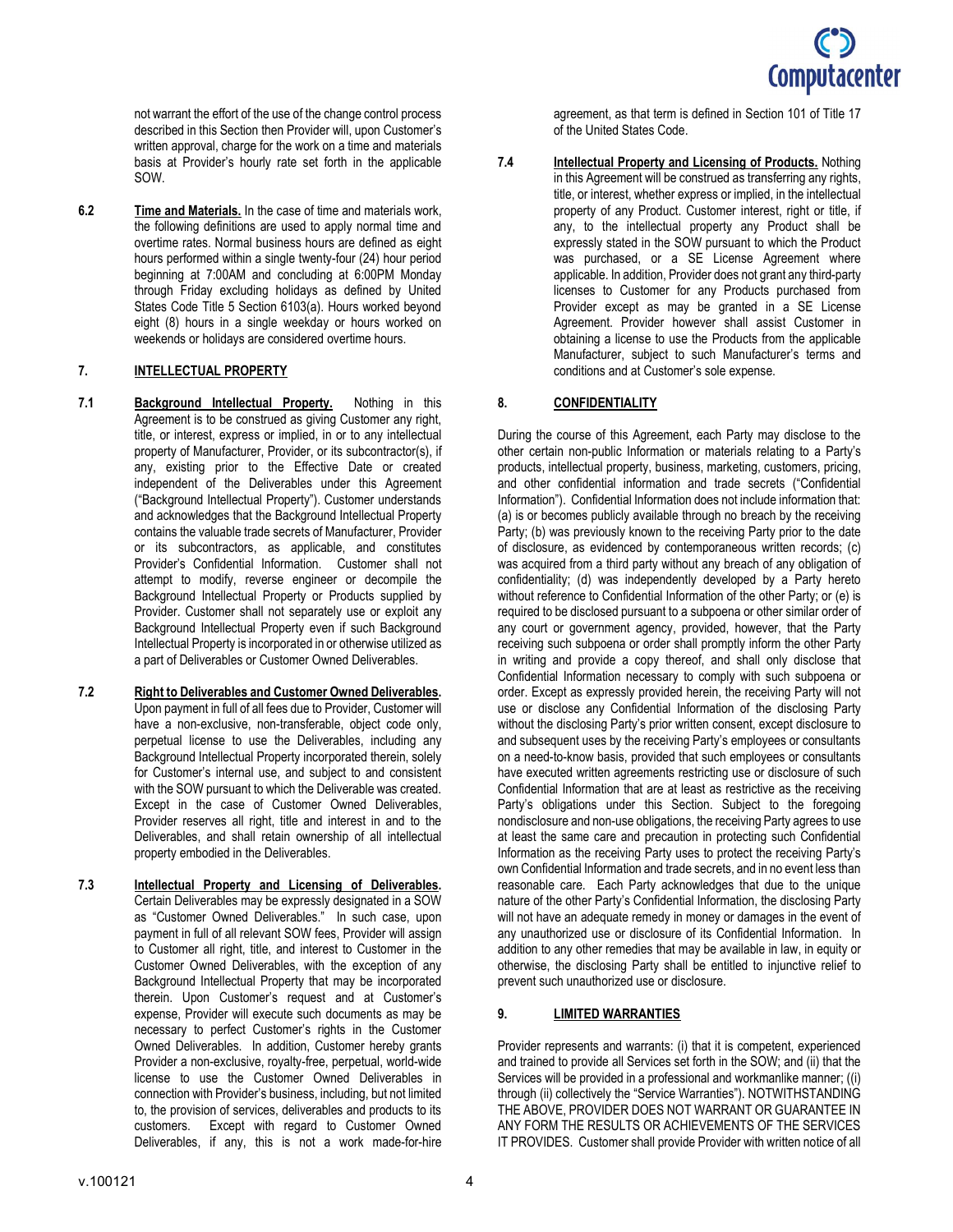not warrant the effort of the use of the change control process described in this Section then Provider will, upon Customer's written approval, charge for the work on a time and materials basis at Provider's hourly rate set forth in the applicable SOW.

**6.2** **Time and Materials.** In the case of time and materials work, the following definitions are used to apply normal time and overtime rates. Normal business hours are defined as eight hours performed within a single twenty-four (24) hour period beginning at 7:00AM and concluding at 6:00PM Monday through Friday excluding holidays as defined by United States Code Title 5 Section 6103(a). Hours worked beyond eight (8) hours in a single weekday or hours worked on weekends or holidays are considered overtime hours.

## 7. INTELLECTUAL PROPERTY

**7.1** **Background Intellectual Property.** Nothing in this Agreement is to be construed as giving Customer any right, title, or interest, express or implied, in or to any intellectual property of Manufacturer, Provider, or its subcontractor(s), if any, existing prior to the Effective Date or created independent of the Deliverables under this Agreement ("Background Intellectual Property"). Customer understands and acknowledges that the Background Intellectual Property contains the valuable trade secrets of Manufacturer, Provider or its subcontractors, as applicable, and constitutes Provider's Confidential Information. Customer shall not attempt to modify, reverse engineer or decompile the Background Intellectual Property or Products supplied by Provider. Customer shall not separately use or exploit any Background Intellectual Property even if such Background Intellectual Property is incorporated in or otherwise utilized as a part of Deliverables or Customer Owned Deliverables.

**7.2** **Right to Deliverables and Customer Owned Deliverables.** Upon payment in full of all fees due to Provider, Customer will have a non-exclusive, non-transferable, object code only, perpetual license to use the Deliverables, including any Background Intellectual Property incorporated therein, solely for Customer's internal use, and subject to and consistent with the SOW pursuant to which the Deliverable was created. Except in the case of Customer Owned Deliverables, Provider reserves all right, title and interest in and to the Deliverables, and shall retain ownership of all intellectual property embodied in the Deliverables.

**7.3** **Intellectual Property and Licensing of Deliverables.** Certain Deliverables may be expressly designated in a SOW as "Customer Owned Deliverables." In such case, upon payment in full of all relevant SOW fees, Provider will assign to Customer all right, title, and interest to Customer in the Customer Owned Deliverables, with the exception of any Background Intellectual Property that may be incorporated therein. Upon Customer's request and at Customer's expense, Provider will execute such documents as may be necessary to perfect Customer's rights in the Customer Owned Deliverables. In addition, Customer hereby grants Provider a non-exclusive, royalty-free, perpetual, world-wide license to use the Customer Owned Deliverables in connection with Provider's business, including, but not limited to, the provision of services, deliverables and products to its customers. Except with regard to Customer Owned Deliverables, if any, this is not a work made-for-hire agreement, as that term is defined in Section 101 of Title 17 of the United States Code.

**7.4** **Intellectual Property and Licensing of Products.** Nothing in this Agreement will be construed as transferring any rights, title, or interest, whether express or implied, in the intellectual property of any Product. Customer interest, right or title, if any, to the intellectual property any Product shall be expressly stated in the SOW pursuant to which the Product was purchased, or a SE License Agreement where applicable. In addition, Provider does not grant any third-party licenses to Customer for any Products purchased from Provider except as may be granted in a SE License Agreement. Provider however shall assist Customer in obtaining a license to use the Products from the applicable Manufacturer, subject to such Manufacturer's terms and conditions and at Customer's sole expense.

## 8. CONFIDENTIALITY

During the course of this Agreement, each Party may disclose to the other certain non-public Information or materials relating to a Party's products, intellectual property, business, marketing, customers, pricing, and other confidential information and trade secrets ("Confidential Information"). Confidential Information does not include information that: (a) is or becomes publicly available through no breach by the receiving Party; (b) was previously known to the receiving Party prior to the date of disclosure, as evidenced by contemporaneous written records; (c) was acquired from a third party without any breach of any obligation of confidentiality; (d) was independently developed by a Party hereto without reference to Confidential Information of the other Party; or (e) is required to be disclosed pursuant to a subpoena or other similar order of any court or government agency, provided, however, that the Party receiving such subpoena or order shall promptly inform the other Party in writing and provide a copy thereof, and shall only disclose that Confidential Information necessary to comply with such subpoena or order. Except as expressly provided herein, the receiving Party will not use or disclose any Confidential Information of the disclosing Party without the disclosing Party's prior written consent, except disclosure to and subsequent uses by the receiving Party's employees or consultants on a need-to-know basis, provided that such employees or consultants have executed written agreements restricting use or disclosure of such Confidential Information that are at least as restrictive as the receiving Party's obligations under this Section. Subject to the foregoing nondisclosure and non-use obligations, the receiving Party agrees to use at least the same care and precaution in protecting such Confidential Information as the receiving Party uses to protect the receiving Party's own Confidential Information and trade secrets, and in no event less than reasonable care. Each Party acknowledges that due to the unique nature of the other Party's Confidential Information, the disclosing Party will not have an adequate remedy in money or damages in the event of any unauthorized use or disclosure of its Confidential Information. In addition to any other remedies that may be available in law, in equity or otherwise, the disclosing Party shall be entitled to injunctive relief to prevent such unauthorized use or disclosure.

## 9. LIMITED WARRANTIES

Provider represents and warrants: (i) that it is competent, experienced and trained to provide all Services set forth in the SOW; and (ii) that the Services will be provided in a professional and workmanlike manner; ((i) through (ii) collectively the "Service Warranties"). NOTWITHSTANDING THE ABOVE, PROVIDER DOES NOT WARRANT OR GUARANTEE IN ANY FORM THE RESULTS OR ACHIEVEMENTS OF THE SERVICES IT PROVIDES. Customer shall provide Provider with written notice of all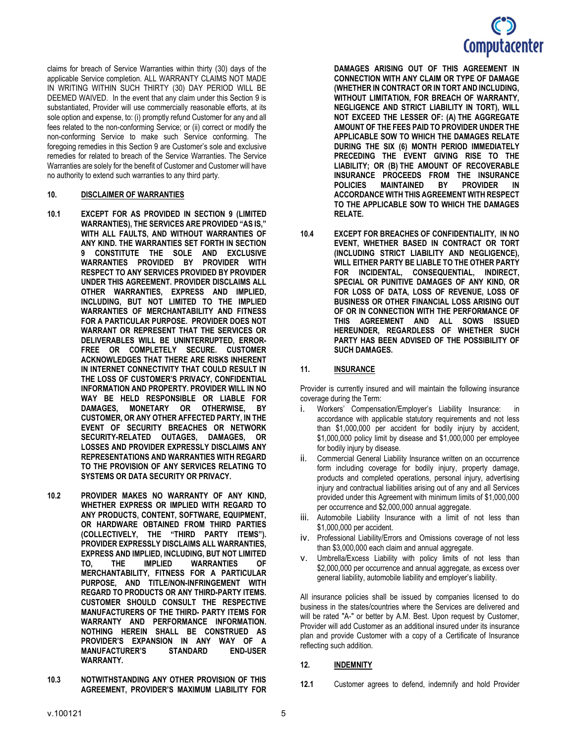claims for breach of Service Warranties within thirty (30) days of the applicable Service completion. ALL WARRANTY CLAIMS NOT MADE IN WRITING WITHIN SUCH THIRTY (30) DAY PERIOD WILL BE DEEMED WAIVED. In the event that any claim under this Section 9 is substantiated, Provider will use commercially reasonable efforts, at its sole option and expense, to: (i) promptly refund Customer for any and all fees related to the non-conforming Service; or (ii) correct or modify the non-conforming Service to make such Service conforming. The foregoing remedies in this Section 9 are Customer's sole and exclusive remedies for related to breach of the Service Warranties. The Service Warranties are solely for the benefit of Customer and Customer will have no authority to extend such warranties to any third party.

## 10. DISCLAIMER OF WARRANTIES

**10.1 EXCEPT FOR AS PROVIDED IN SECTION 9 (LIMITED WARRANTIES), THE SERVICES ARE PROVIDED "AS IS," WITH ALL FAULTS, AND WITHOUT WARRANTIES OF ANY KIND. THE WARRANTIES SET FORTH IN SECTION 9 CONSTITUTE THE SOLE AND EXCLUSIVE WARRANTIES PROVIDED BY PROVIDER WITH RESPECT TO ANY SERVICES PROVIDED BY PROVIDER UNDER THIS AGREEMENT. PROVIDER DISCLAIMS ALL OTHER WARRANTIES, EXPRESS AND IMPLIED, INCLUDING, BUT NOT LIMITED TO THE IMPLIED WARRANTIES OF MERCHANTABILITY AND FITNESS FOR A PARTICULAR PURPOSE. PROVIDER DOES NOT WARRANT OR REPRESENT THAT THE SERVICES OR DELIVERABLES WILL BE UNINTERRUPTED, ERROR-FREE OR COMPLETELY SECURE. CUSTOMER ACKNOWLEDGES THAT THERE ARE RISKS INHERENT IN INTERNET CONNECTIVITY THAT COULD RESULT IN THE LOSS OF CUSTOMER'S PRIVACY, CONFIDENTIAL INFORMATION AND PROPERTY. PROVIDER WILL IN NO WAY BE HELD RESPONSIBLE OR LIABLE FOR DAMAGES, MONETARY OR OTHERWISE, BY CUSTOMER, OR ANY OTHER AFFECTED PARTY, IN THE EVENT OF SECURITY BREACHES OR NETWORK SECURITY-RELATED OUTAGES, DAMAGES, OR LOSSES AND PROVIDER EXPRESSLY DISCLAIMS ANY REPRESENTATIONS AND WARRANTIES WITH REGARD TO THE PROVISION OF ANY SERVICES RELATING TO SYSTEMS OR DATA SECURITY OR PRIVACY.**

**10.2 PROVIDER MAKES NO WARRANTY OF ANY KIND, WHETHER EXPRESS OR IMPLIED WITH REGARD TO ANY PRODUCTS, CONTENT, SOFTWARE, EQUIPMENT, OR HARDWARE OBTAINED FROM THIRD PARTIES (COLLECTIVELY, THE "THIRD PARTY ITEMS"). PROVIDER EXPRESSLY DISCLAIMS ALL WARRANTIES, EXPRESS AND IMPLIED, INCLUDING, BUT NOT LIMITED TO, THE IMPLIED WARRANTIES OF MERCHANTABILITY, FITNESS FOR A PARTICULAR PURPOSE, AND TITLE/NON-INFRINGEMENT WITH REGARD TO PRODUCTS OR ANY THIRD-PARTY ITEMS. CUSTOMER SHOULD CONSULT THE RESPECTIVE MANUFACTURERS OF THE THIRD- PARTY ITEMS FOR WARRANTY AND PERFORMANCE INFORMATION. NOTHING HEREIN SHALL BE CONSTRUED AS PROVIDER'S EXPANSION IN ANY WAY OF A MANUFACTURER'S STANDARD END-USER WARRANTY.**

**10.3 NOTWITHSTANDING ANY OTHER PROVISION OF THIS AGREEMENT, PROVIDER'S MAXIMUM LIABILITY FOR DAMAGES ARISING OUT OF THIS AGREEMENT IN CONNECTION WITH ANY CLAIM OR TYPE OF DAMAGE (WHETHER IN CONTRACT OR IN TORT AND INCLUDING, WITHOUT LIMITATION, FOR BREACH OF WARRANTY, NEGLIGENCE AND STRICT LIABILITY IN TORT), WILL NOT EXCEED THE LESSER OF: (A) THE AGGREGATE AMOUNT OF THE FEES PAID TO PROVIDER UNDER THE APPLICABLE SOW TO WHICH THE DAMAGES RELATE DURING THE SIX (6) MONTH PERIOD IMMEDIATELY PRECEDING THE EVENT GIVING RISE TO THE LIABILITY; OR (B) THE AMOUNT OF RECOVERABLE INSURANCE PROCEEDS FROM THE INSURANCE POLICIES MAINTAINED BY PROVIDER IN ACCORDANCE WITH THIS AGREEMENT WITH RESPECT TO THE APPLICABLE SOW TO WHICH THE DAMAGES RELATE.**

**10.4 EXCEPT FOR BREACHES OF CONFIDENTIALITY, IN NO EVENT, WHETHER BASED IN CONTRACT OR TORT (INCLUDING STRICT LIABILITY AND NEGLIGENCE), WILL EITHER PARTY BE LIABLE TO THE OTHER PARTY FOR INCIDENTAL, CONSEQUENTIAL, INDIRECT, SPECIAL OR PUNITIVE DAMAGES OF ANY KIND, OR FOR LOSS OF DATA, LOSS OF REVENUE, LOSS OF BUSINESS OR OTHER FINANCIAL LOSS ARISING OUT OF OR IN CONNECTION WITH THE PERFORMANCE OF THIS AGREEMENT AND ALL SOWS ISSUED HEREUNDER, REGARDLESS OF WHETHER SUCH PARTY HAS BEEN ADVISED OF THE POSSIBILITY OF SUCH DAMAGES.**

## 11. INSURANCE

Provider is currently insured and will maintain the following insurance coverage during the Term:

i. Workers' Compensation/Employer's Liability Insurance: in accordance with applicable statutory requirements and not less than $1,000,000 per accident for bodily injury by accident, $1,000,000 policy limit by disease and $1,000,000 per employee for bodily injury by disease.

ii. Commercial General Liability Insurance written on an occurrence form including coverage for bodily injury, property damage, products and completed operations, personal injury, advertising injury and contractual liabilities arising out of any and all Services provided under this Agreement with minimum limits of $1,000,000 per occurrence and $2,000,000 annual aggregate.

iii. Automobile Liability Insurance with a limit of not less than $1,000,000 per accident.

iv. Professional Liability/Errors and Omissions coverage of not less than $3,000,000 each claim and annual aggregate.

v. Umbrella/Excess Liability with policy limits of not less than $2,000,000 per occurrence and annual aggregate, as excess over general liability, automobile liability and employer's liability.

All insurance policies shall be issued by companies licensed to do business in the states/countries where the Services are delivered and will be rated "A-" or better by A.M. Best. Upon request by Customer, Provider will add Customer as an additional insured under its insurance plan and provide Customer with a copy of a Certificate of Insurance reflecting such addition.

## 12. INDEMNITY

**12.1** Customer agrees to defend, indemnify and hold Provider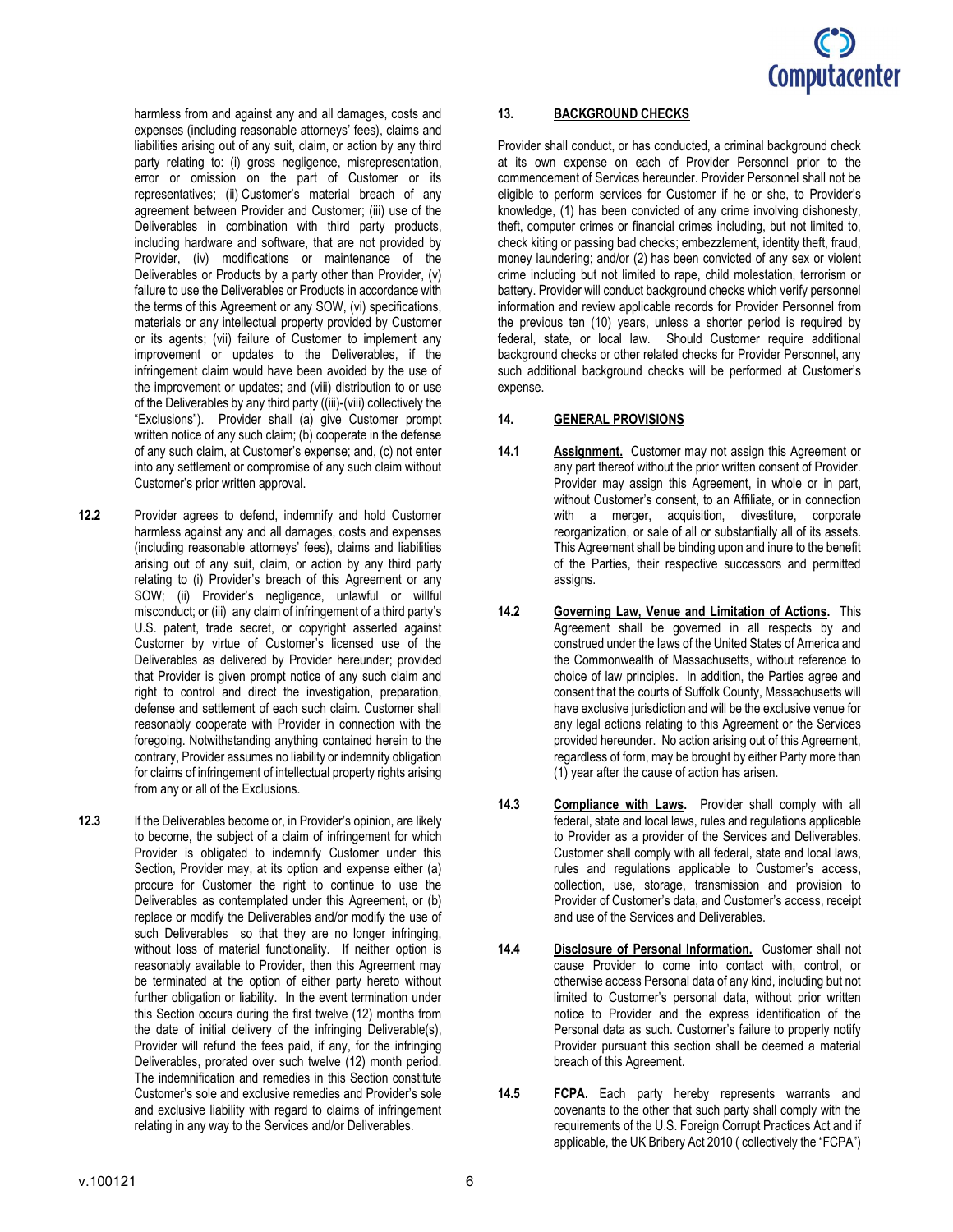harmless from and against any and all damages, costs and expenses (including reasonable attorneys' fees), claims and liabilities arising out of any suit, claim, or action by any third party relating to: (i) gross negligence, misrepresentation, error or omission on the part of Customer or its representatives; (ii) Customer's material breach of any agreement between Provider and Customer; (iii) use of the Deliverables in combination with third party products, including hardware and software, that are not provided by Provider, (iv) modifications or maintenance of the Deliverables or Products by a party other than Provider, (v) failure to use the Deliverables or Products in accordance with the terms of this Agreement or any SOW, (vi) specifications, materials or any intellectual property provided by Customer or its agents; (vii) failure of Customer to implement any improvement or updates to the Deliverables, if the infringement claim would have been avoided by the use of the improvement or updates; and (viii) distribution to or use of the Deliverables by any third party ((iii)-(viii) collectively the "Exclusions"). Provider shall (a) give Customer prompt written notice of any such claim; (b) cooperate in the defense of any such claim, at Customer's expense; and, (c) not enter into any settlement or compromise of any such claim without Customer's prior written approval.

**12.2** Provider agrees to defend, indemnify and hold Customer harmless against any and all damages, costs and expenses (including reasonable attorneys' fees), claims and liabilities arising out of any suit, claim, or action by any third party relating to (i) Provider's breach of this Agreement or any SOW; (ii) Provider's negligence, unlawful or willful misconduct; or (iii) any claim of infringement of a third party's U.S. patent, trade secret, or copyright asserted against Customer by virtue of Customer's licensed use of the Deliverables as delivered by Provider hereunder; provided that Provider is given prompt notice of any such claim and right to control and direct the investigation, preparation, defense and settlement of each such claim. Customer shall reasonably cooperate with Provider in connection with the foregoing. Notwithstanding anything contained herein to the contrary, Provider assumes no liability or indemnity obligation for claims of infringement of intellectual property rights arising from any or all of the Exclusions.

**12.3** If the Deliverables become or, in Provider's opinion, are likely to become, the subject of a claim of infringement for which Provider is obligated to indemnify Customer under this Section, Provider may, at its option and expense either (a) procure for Customer the right to continue to use the Deliverables as contemplated under this Agreement, or (b) replace or modify the Deliverables and/or modify the use of such Deliverables so that they are no longer infringing, without loss of material functionality. If neither option is reasonably available to Provider, then this Agreement may be terminated at the option of either party hereto without further obligation or liability. In the event termination under this Section occurs during the first twelve (12) months from the date of initial delivery of the infringing Deliverable(s), Provider will refund the fees paid, if any, for the infringing Deliverables, prorated over such twelve (12) month period. The indemnification and remedies in this Section constitute Customer's sole and exclusive remedies and Provider's sole and exclusive liability with regard to claims of infringement relating in any way to the Services and/or Deliverables.

## 13. BACKGROUND CHECKS

Provider shall conduct, or has conducted, a criminal background check at its own expense on each of Provider Personnel prior to the commencement of Services hereunder. Provider Personnel shall not be eligible to perform services for Customer if he or she, to Provider's knowledge, (1) has been convicted of any crime involving dishonesty, theft, computer crimes or financial crimes including, but not limited to, check kiting or passing bad checks; embezzlement, identity theft, fraud, money laundering; and/or (2) has been convicted of any sex or violent crime including but not limited to rape, child molestation, terrorism or battery. Provider will conduct background checks which verify personnel information and review applicable records for Provider Personnel from the previous ten (10) years, unless a shorter period is required by federal, state, or local law. Should Customer require additional background checks or other related checks for Provider Personnel, any such additional background checks will be performed at Customer's expense.

## 14. GENERAL PROVISIONS

**14.1** **Assignment.** Customer may not assign this Agreement or any part thereof without the prior written consent of Provider. Provider may assign this Agreement, in whole or in part, without Customer's consent, to an Affiliate, or in connection with a merger, acquisition, divestiture, corporate reorganization, or sale of all or substantially all of its assets. This Agreement shall be binding upon and inure to the benefit of the Parties, their respective successors and permitted assigns.

**14.2** **Governing Law, Venue and Limitation of Actions.** This Agreement shall be governed in all respects by and construed under the laws of the United States of America and the Commonwealth of Massachusetts, without reference to choice of law principles. In addition, the Parties agree and consent that the courts of Suffolk County, Massachusetts will have exclusive jurisdiction and will be the exclusive venue for any legal actions relating to this Agreement or the Services provided hereunder. No action arising out of this Agreement, regardless of form, may be brought by either Party more than (1) year after the cause of action has arisen.

**14.3** **Compliance with Laws.** Provider shall comply with all federal, state and local laws, rules and regulations applicable to Provider as a provider of the Services and Deliverables. Customer shall comply with all federal, state and local laws, rules and regulations applicable to Customer's access, collection, use, storage, transmission and provision to Provider of Customer's data, and Customer's access, receipt and use of the Services and Deliverables.

**14.4** **Disclosure of Personal Information.** Customer shall not cause Provider to come into contact with, control, or otherwise access Personal data of any kind, including but not limited to Customer's personal data, without prior written notice to Provider and the express identification of the Personal data as such. Customer's failure to properly notify Provider pursuant this section shall be deemed a material breach of this Agreement.

**14.5** **FCPA.** Each party hereby represents warrants and covenants to the other that such party shall comply with the requirements of the U.S. Foreign Corrupt Practices Act and if applicable, the UK Bribery Act 2010 ( collectively the "FCPA")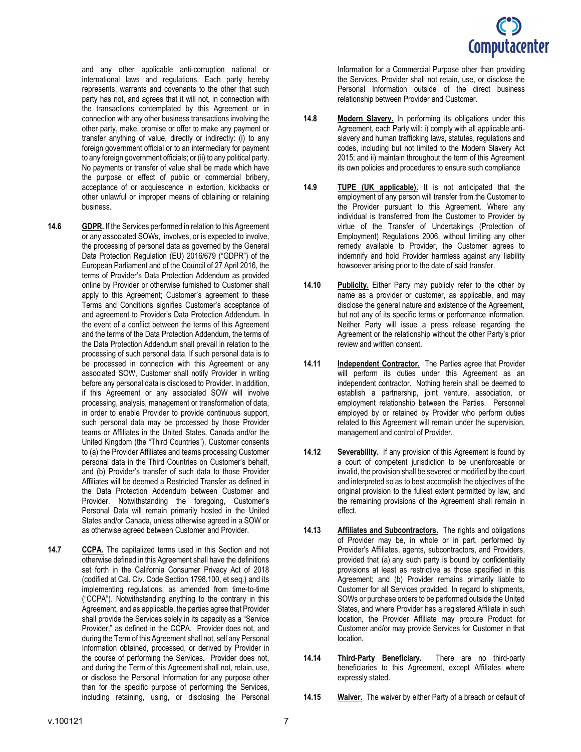and any other applicable anti-corruption national or international laws and regulations. Each party hereby represents, warrants and covenants to the other that such party has not, and agrees that it will not, in connection with the transactions contemplated by this Agreement or in connection with any other business transactions involving the other party, make, promise or offer to make any payment or transfer anything of value, directly or indirectly: (i) to any foreign government official or to an intermediary for payment to any foreign government officials; or (ii) to any political party. No payments or transfer of value shall be made which have the purpose or effect of public or commercial bribery, acceptance of or acquiescence in extortion, kickbacks or other unlawful or improper means of obtaining or retaining business.

**14.6** **GDPR.** If the Services performed in relation to this Agreement or any associated SOWs, involves, or is expected to involve, the processing of personal data as governed by the General Data Protection Regulation (EU) 2016/679 ("GDPR") of the European Parliament and of the Council of 27 April 2016, the terms of Provider's Data Protection Addendum as provided online by Provider or otherwise furnished to Customer shall apply to this Agreement; Customer's agreement to these Terms and Conditions signifies Customer's acceptance of and agreement to Provider's Data Protection Addendum. In the event of a conflict between the terms of this Agreement and the terms of the Data Protection Addendum, the terms of the Data Protection Addendum shall prevail in relation to the processing of such personal data. If such personal data is to be processed in connection with this Agreement or any associated SOW, Customer shall notify Provider in writing before any personal data is disclosed to Provider. In addition, if this Agreement or any associated SOW will involve processing, analysis, management or transformation of data, in order to enable Provider to provide continuous support, such personal data may be processed by those Provider teams or Affiliates in the United States, Canada and/or the United Kingdom (the "Third Countries"). Customer consents to (a) the Provider Affiliates and teams processing Customer personal data in the Third Countries on Customer's behalf, and (b) Provider's transfer of such data to those Provider Affiliates will be deemed a Restricted Transfer as defined in the Data Protection Addendum between Customer and Provider. Notwithstanding the foregoing, Customer's Personal Data will remain primarily hosted in the United States and/or Canada, unless otherwise agreed in a SOW or as otherwise agreed between Customer and Provider.

**14.7** **CCPA.** The capitalized terms used in this Section and not otherwise defined in this Agreement shall have the definitions set forth in the California Consumer Privacy Act of 2018 (codified at Cal. Civ. Code Section 1798.100, et seq.) and its implementing regulations, as amended from time-to-time ("CCPA"). Notwithstanding anything to the contrary in this Agreement, and as applicable, the parties agree that Provider shall provide the Services solely in its capacity as a "Service Provider," as defined in the CCPA. Provider does not, and during the Term of this Agreement shall not, sell any Personal Information obtained, processed, or derived by Provider in the course of performing the Services. Provider does not, and during the Term of this Agreement shall not, retain, use, or disclose the Personal Information for any purpose other than for the specific purpose of performing the Services, including retaining, using, or disclosing the Personal Information for a Commercial Purpose other than providing the Services. Provider shall not retain, use, or disclose the Personal Information outside of the direct business relationship between Provider and Customer.

**14.8** **Modern Slavery.** In performing its obligations under this Agreement, each Party will: i) comply with all applicable anti-slavery and human trafficking laws, statutes, regulations and codes, including but not limited to the Modern Slavery Act 2015; and ii) maintain throughout the term of this Agreement its own policies and procedures to ensure such compliance

**14.9** **TUPE (UK applicable).** It is not anticipated that the employment of any person will transfer from the Customer to the Provider pursuant to this Agreement. Where any individual is transferred from the Customer to Provider by virtue of the Transfer of Undertakings (Protection of Employment) Regulations 2006, without limiting any other remedy available to Provider, the Customer agrees to indemnify and hold Provider harmless against any liability howsoever arising prior to the date of said transfer.

**14.10** **Publicity.** Either Party may publicly refer to the other by name as a provider or customer, as applicable, and may disclose the general nature and existence of the Agreement, but not any of its specific terms or performance information. Neither Party will issue a press release regarding the Agreement or the relationship without the other Party's prior review and written consent.

**14.11** **Independent Contractor.** The Parties agree that Provider will perform its duties under this Agreement as an independent contractor. Nothing herein shall be deemed to establish a partnership, joint venture, association, or employment relationship between the Parties. Personnel employed by or retained by Provider who perform duties related to this Agreement will remain under the supervision, management and control of Provider.

**14.12** **Severability.** If any provision of this Agreement is found by a court of competent jurisdiction to be unenforceable or invalid, the provision shall be severed or modified by the court and interpreted so as to best accomplish the objectives of the original provision to the fullest extent permitted by law, and the remaining provisions of the Agreement shall remain in effect.

**14.13** **Affiliates and Subcontractors.** The rights and obligations of Provider may be, in whole or in part, performed by Provider's Affiliates, agents, subcontractors, and Providers, provided that (a) any such party is bound by confidentiality provisions at least as restrictive as those specified in this Agreement; and (b) Provider remains primarily liable to Customer for all Services provided. In regard to shipments, SOWs or purchase orders to be performed outside the United States, and where Provider has a registered Affiliate in such location, the Provider Affiliate may procure Product for Customer and/or may provide Services for Customer in that location.

**14.14** **Third-Party Beneficiary.** There are no third-party beneficiaries to this Agreement, except Affiliates where expressly stated.

**14.15** **Waiver.** The waiver by either Party of a breach or default of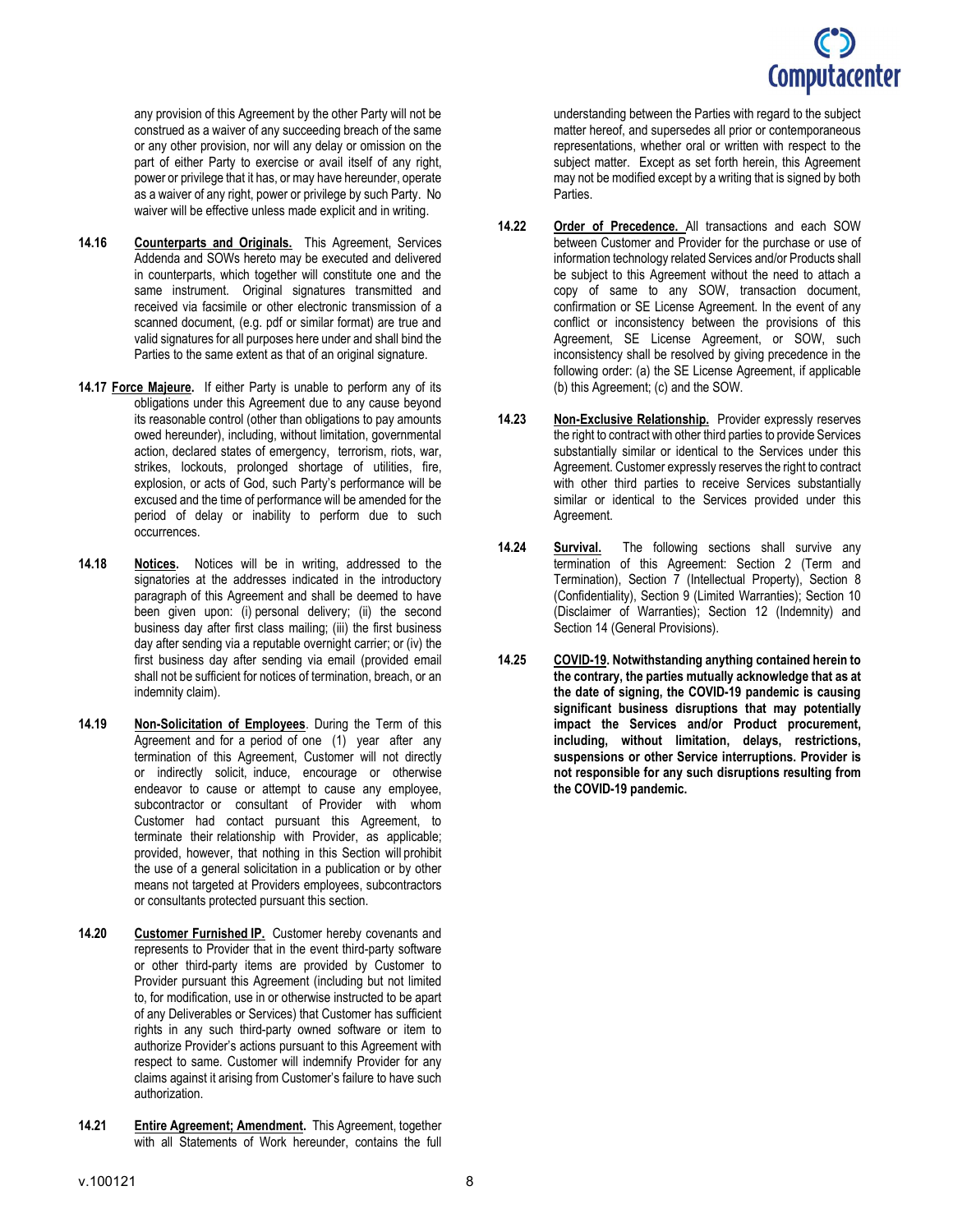any provision of this Agreement by the other Party will not be construed as a waiver of any succeeding breach of the same or any other provision, nor will any delay or omission on the part of either Party to exercise or avail itself of any right, power or privilege that it has, or may have hereunder, operate as a waiver of any right, power or privilege by such Party. No waiver will be effective unless made explicit and in writing.

**14.16 Counterparts and Originals.** This Agreement, Services Addenda and SOWs hereto may be executed and delivered in counterparts, which together will constitute one and the same instrument. Original signatures transmitted and received via facsimile or other electronic transmission of a scanned document, (e.g. pdf or similar format) are true and valid signatures for all purposes here under and shall bind the Parties to the same extent as that of an original signature.

**14.17 Force Majeure.** If either Party is unable to perform any of its obligations under this Agreement due to any cause beyond its reasonable control (other than obligations to pay amounts owed hereunder), including, without limitation, governmental action, declared states of emergency, terrorism, riots, war, strikes, lockouts, prolonged shortage of utilities, fire, explosion, or acts of God, such Party's performance will be excused and the time of performance will be amended for the period of delay or inability to perform due to such occurrences.

**14.18 Notices.** Notices will be in writing, addressed to the signatories at the addresses indicated in the introductory paragraph of this Agreement and shall be deemed to have been given upon: (i) personal delivery; (ii) the second business day after first class mailing; (iii) the first business day after sending via a reputable overnight carrier; or (iv) the first business day after sending via email (provided email shall not be sufficient for notices of termination, breach, or an indemnity claim).

**14.19 Non-Solicitation of Employees**. During the Term of this Agreement and for a period of one (1) year after any termination of this Agreement, Customer will not directly or indirectly solicit, induce, encourage or otherwise endeavor to cause or attempt to cause any employee, subcontractor or consultant of Provider with whom Customer had contact pursuant this Agreement, to terminate their relationship with Provider, as applicable; provided, however, that nothing in this Section will prohibit the use of a general solicitation in a publication or by other means not targeted at Providers employees, subcontractors or consultants protected pursuant this section.

**14.20 Customer Furnished IP.** Customer hereby covenants and represents to Provider that in the event third-party software or other third-party items are provided by Customer to Provider pursuant this Agreement (including but not limited to, for modification, use in or otherwise instructed to be apart of any Deliverables or Services) that Customer has sufficient rights in any such third-party owned software or item to authorize Provider's actions pursuant to this Agreement with respect to same. Customer will indemnify Provider for any claims against it arising from Customer's failure to have such authorization.

**14.21 Entire Agreement; Amendment.** This Agreement, together with all Statements of Work hereunder, contains the full understanding between the Parties with regard to the subject matter hereof, and supersedes all prior or contemporaneous representations, whether oral or written with respect to the subject matter. Except as set forth herein, this Agreement may not be modified except by a writing that is signed by both Parties.

**14.22 Order of Precedence.** All transactions and each SOW between Customer and Provider for the purchase or use of information technology related Services and/or Products shall be subject to this Agreement without the need to attach a copy of same to any SOW, transaction document, confirmation or SE License Agreement. In the event of any conflict or inconsistency between the provisions of this Agreement, SE License Agreement, or SOW, such inconsistency shall be resolved by giving precedence in the following order: (a) the SE License Agreement, if applicable (b) this Agreement; (c) and the SOW.

**14.23 Non-Exclusive Relationship.** Provider expressly reserves the right to contract with other third parties to provide Services substantially similar or identical to the Services under this Agreement. Customer expressly reserves the right to contract with other third parties to receive Services substantially similar or identical to the Services provided under this Agreement.

**14.24 Survival.** The following sections shall survive any termination of this Agreement: Section 2 (Term and Termination), Section 7 (Intellectual Property), Section 8 (Confidentiality), Section 9 (Limited Warranties); Section 10 (Disclaimer of Warranties); Section 12 (Indemnity) and Section 14 (General Provisions).

**14.25 COVID-19. Notwithstanding anything contained herein to the contrary, the parties mutually acknowledge that as at the date of signing, the COVID-19 pandemic is causing significant business disruptions that may potentially impact the Services and/or Product procurement, including, without limitation, delays, restrictions, suspensions or other Service interruptions. Provider is not responsible for any such disruptions resulting from the COVID-19 pandemic.**